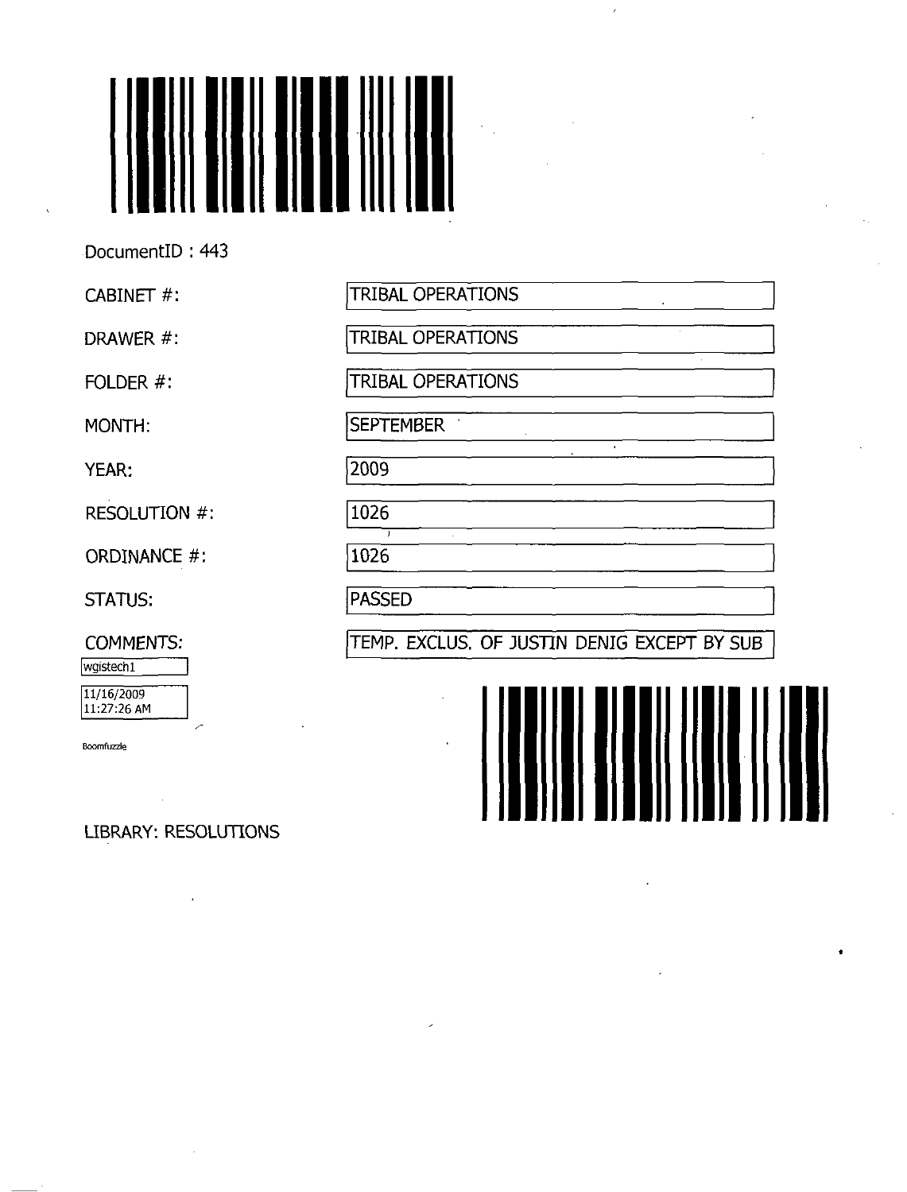DocumentID : 443

| | |
|---|---|
| CABINET #: | TRIBAL OPERATIONS |
| DRAWER #: | TRIBAL OPERATIONS |
| FOLDER #: | TRIBAL OPERATIONS |
| MONTH: | SEPTEMBER |
| YEAR: | 2009 |
| RESOLUTION #: | 1026 |
| ORDINANCE #: | 1026 |
| STATUS: | PASSED |
| COMMENTS: | TEMP. EXCLUS. OF JUSTIN DENIG EXCEPT BY SUB |

wgistech1

11/16/2009
11:27:26 AM

Boomfuzzle

LIBRARY: RESOLUTIONS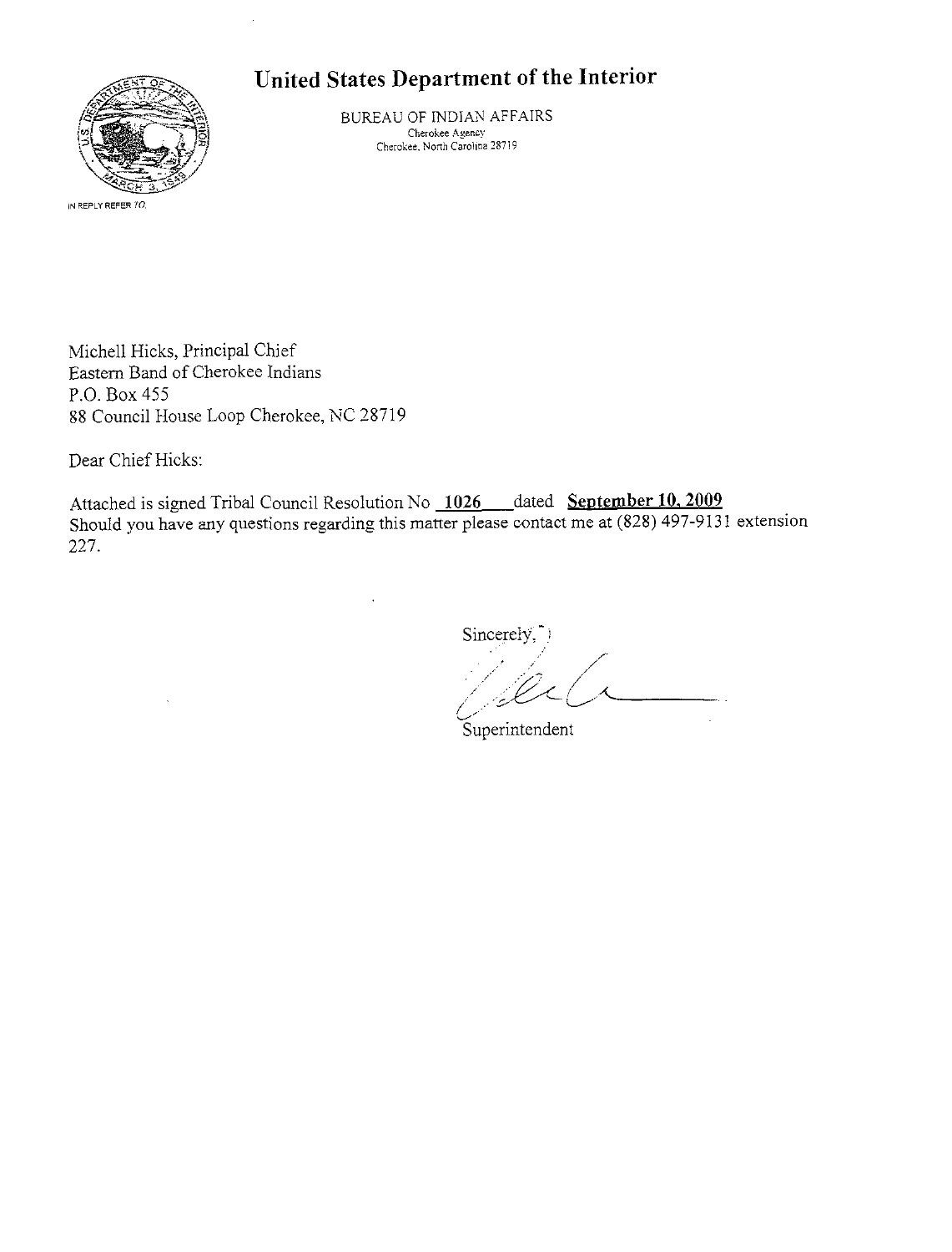# United States Department of the Interior

BUREAU OF INDIAN AFFAIRS
Cherokee Agency
Cherokee, North Carolina 28719

IN REPLY REFER TO:

Michell Hicks, Principal Chief
Eastern Band of Cherokee Indians
P.O. Box 455
88 Council House Loop Cherokee, NC 28719

Dear Chief Hicks:

Attached is signed Tribal Council Resolution No **1026** dated **September 10, 2009**
Should you have any questions regarding this matter please contact me at (828) 497-9131 extension 227.

Sincerely,

Superintendent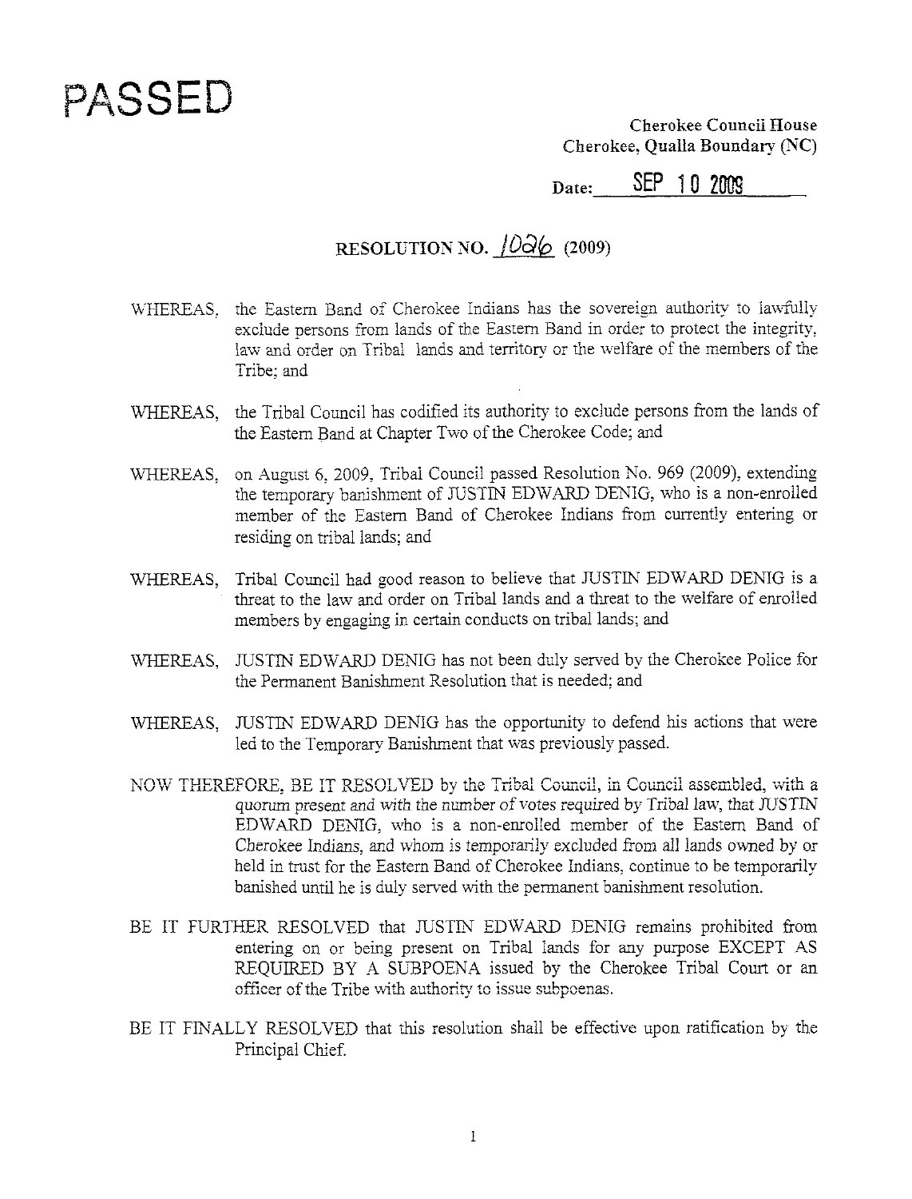# PASSED

**Cherokee Council House**
**Cherokee, Qualla Boundary (NC)**

Date: SEP 10 2009

## RESOLUTION NO. 1026 (2009)

WHEREAS, the Eastern Band of Cherokee Indians has the sovereign authority to lawfully exclude persons from lands of the Eastern Band in order to protect the integrity, law and order on Tribal lands and territory or the welfare of the members of the Tribe; and

WHEREAS, the Tribal Council has codified its authority to exclude persons from the lands of the Eastern Band at Chapter Two of the Cherokee Code; and

WHEREAS, on August 6, 2009, Tribal Council passed Resolution No. 969 (2009), extending the temporary banishment of JUSTIN EDWARD DENIG, who is a non-enrolled member of the Eastern Band of Cherokee Indians from currently entering or residing on tribal lands; and

WHEREAS, Tribal Council had good reason to believe that JUSTIN EDWARD DENIG is a threat to the law and order on Tribal lands and a threat to the welfare of enrolled members by engaging in certain conducts on tribal lands; and

WHEREAS, JUSTIN EDWARD DENIG has not been duly served by the Cherokee Police for the Permanent Banishment Resolution that is needed; and

WHEREAS, JUSTIN EDWARD DENIG has the opportunity to defend his actions that were led to the Temporary Banishment that was previously passed.

NOW THEREFORE, BE IT RESOLVED by the Tribal Council, in Council assembled, with a quorum present and with the number of votes required by Tribal law, that JUSTIN EDWARD DENIG, who is a non-enrolled member of the Eastern Band of Cherokee Indians, and whom is temporarily excluded from all lands owned by or held in trust for the Eastern Band of Cherokee Indians, continue to be temporarily banished until he is duly served with the permanent banishment resolution.

BE IT FURTHER RESOLVED that JUSTIN EDWARD DENIG remains prohibited from entering on or being present on Tribal lands for any purpose EXCEPT AS REQUIRED BY A SUBPOENA issued by the Cherokee Tribal Court or an officer of the Tribe with authority to issue subpoenas.

BE IT FINALLY RESOLVED that this resolution shall be effective upon ratification by the Principal Chief.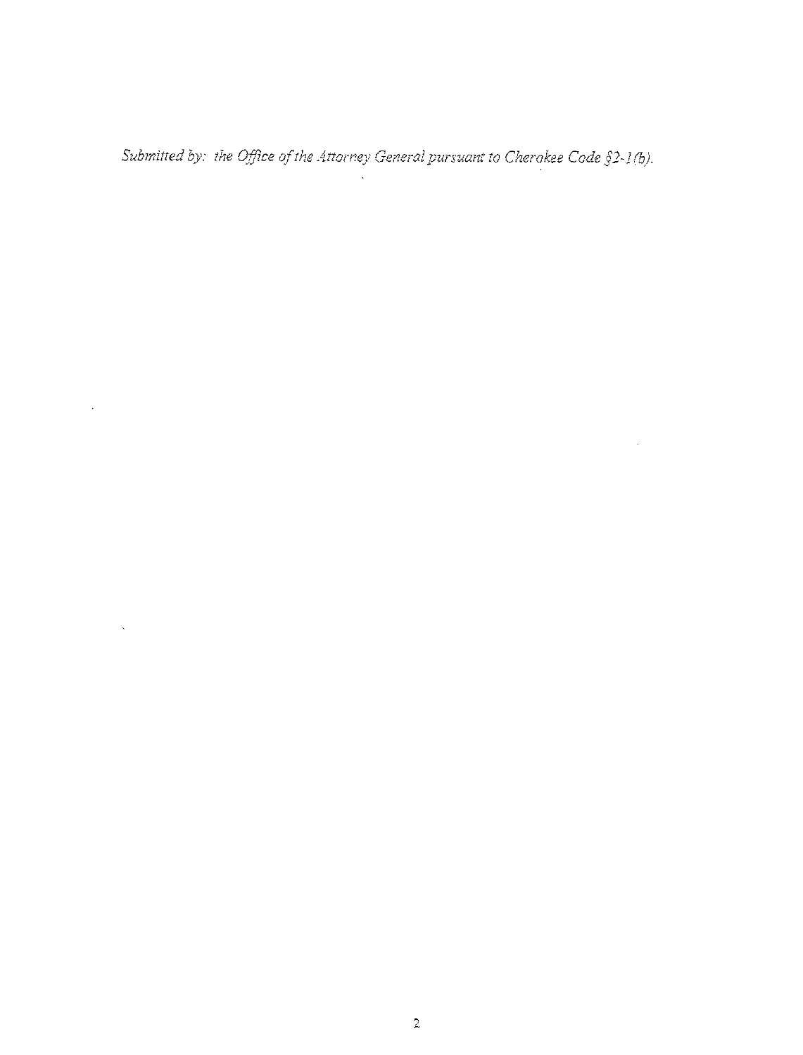*Submitted by: the Office of the Attorney General pursuant to Cherokee Code §2-1(b).*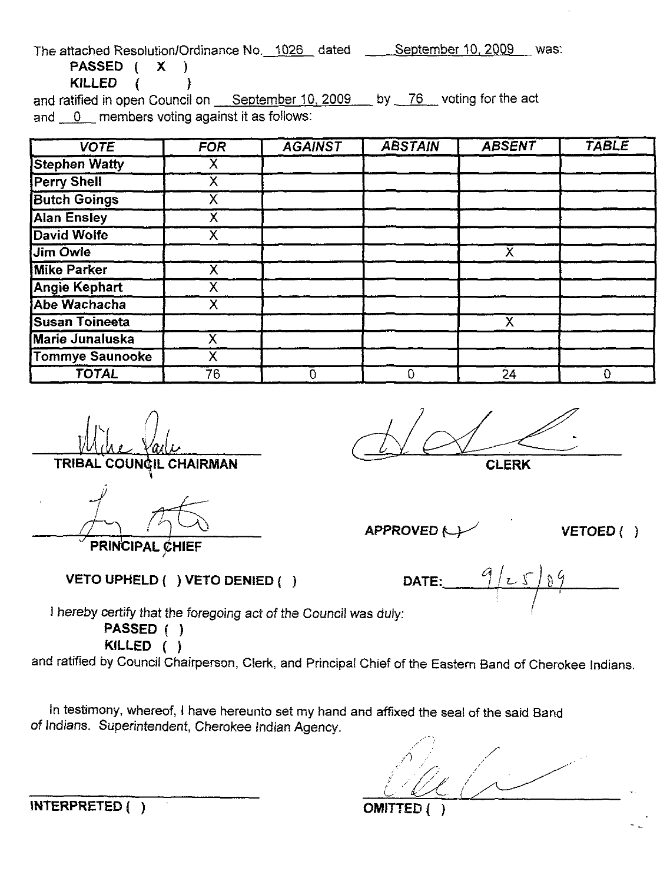The attached Resolution/Ordinance No. 1026 dated September 10, 2009 was:

**PASSED ( X )**
**KILLED ( )**

and ratified in open Council on September 10, 2009 by 76 voting for the act and 0 members voting against it as follows:

| VOTE | FOR | AGAINST | ABSTAIN | ABSENT | TABLE |
|---|---|---|---|---|---|
| Stephen Watty | X | | | | |
| Perry Shell | X | | | | |
| Butch Goings | X | | | | |
| Alan Ensley | X | | | | |
| David Wolfe | X | | | | |
| Jim Owle | | | | X | |
| Mike Parker | X | | | | |
| Angie Kephart | X | | | | |
| Abe Wachacha | X | | | | |
| Susan Toineeta | | | | X | |
| Marie Junaluska | X | | | | |
| Tommye Saunooke | X | | | | |
| TOTAL | 76 | 0 | 0 | 24 | 0 |

**TRIBAL COUNCIL CHAIRMAN**

**CLERK**

**PRINCIPAL CHIEF**

**APPROVED ( ✓ )** **VETOED ( )**

**VETO UPHELD ( ) VETO DENIED ( )**

**DATE:** 9/25/09

*I hereby certify that the foregoing act of the Council was duly:*

**PASSED ( )**
**KILLED ( )**

and ratified by Council Chairperson, Clerk, and Principal Chief of the Eastern Band of Cherokee Indians.

In testimony, whereof, I have hereunto set my hand and affixed the seal of the said Band of Indians. *Superintendent, Cherokee Indian Agency.*

**INTERPRETED ( )** **OMITTED ( )**